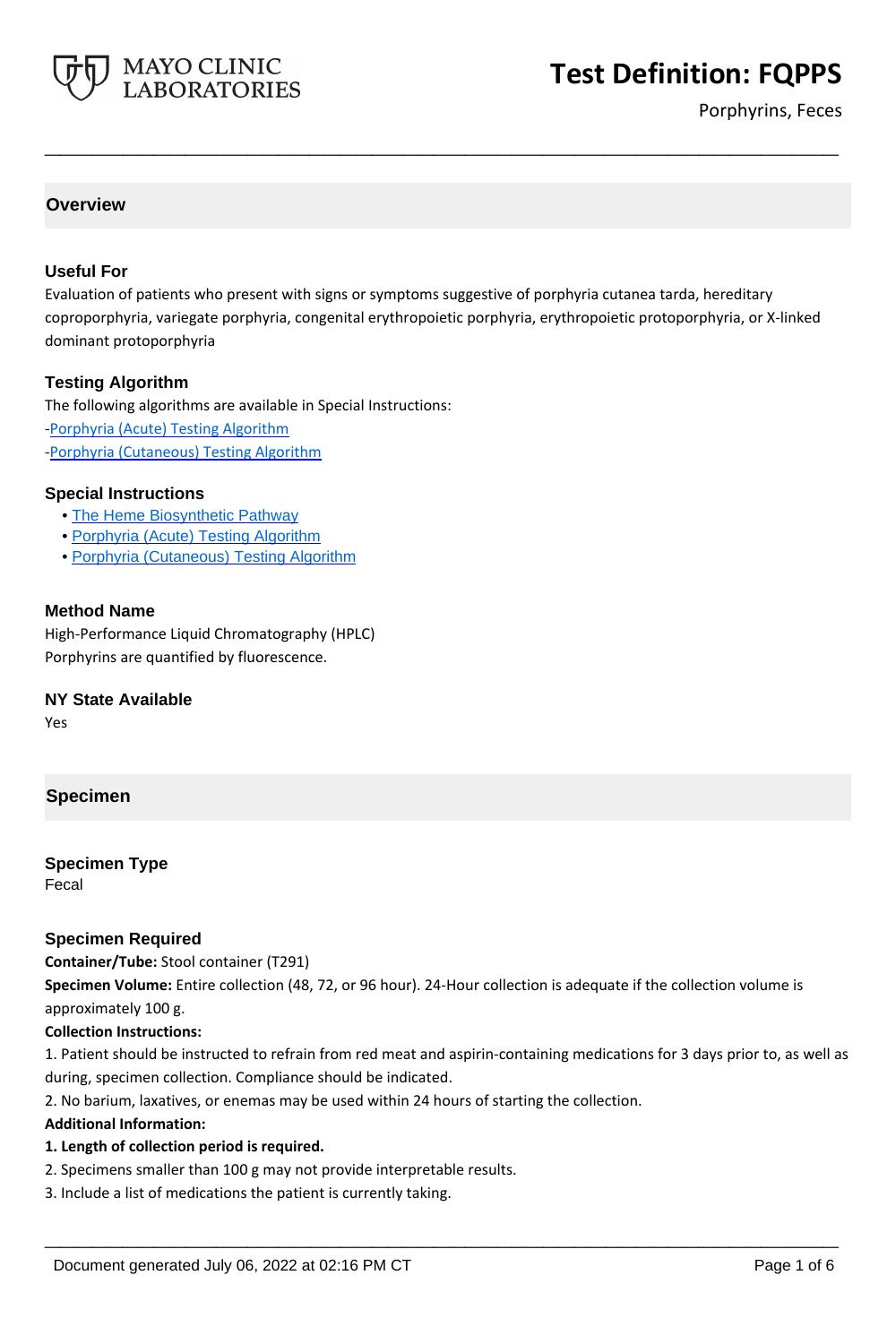# Test Definition: FQPPS

Porphyrins, Feces

## Overview

### Useful For

Evaluation of patients who present with signs or symptoms suggestive of porphyria cutanea tarda, hereditary coproporphyria, variegate porphyria, congenital erythropoietic porphyria, erythropoietic protoporphyria, or X-linked dominant protoporphyria

### Testing Algorithm

The following algorithms are available in Special Instructions:

-Porphyria (Acute) Testing Algorithm

-Porphyria (Cutaneous) Testing Algorithm

### Special Instructions

- The Heme Biosynthetic Pathway
- Porphyria (Acute) Testing Algorithm
- Porphyria (Cutaneous) Testing Algorithm

### Method Name

High-Performance Liquid Chromatography (HPLC)

Porphyrins are quantified by fluorescence.

### NY State Available

Yes

## Specimen

### Specimen Type

Fecal

### Specimen Required

**Container/Tube:** Stool container (T291)

**Specimen Volume:** Entire collection (48, 72, or 96 hour). 24-Hour collection is adequate if the collection volume is approximately 100 g.

**Collection Instructions:**

1. Patient should be instructed to refrain from red meat and aspirin-containing medications for 3 days prior to, as well as during, specimen collection. Compliance should be indicated.
2. No barium, laxatives, or enemas may be used within 24 hours of starting the collection.

**Additional Information:**

1. **Length of collection period is required.**
2. Specimens smaller than 100 g may not provide interpretable results.
3. Include a list of medications the patient is currently taking.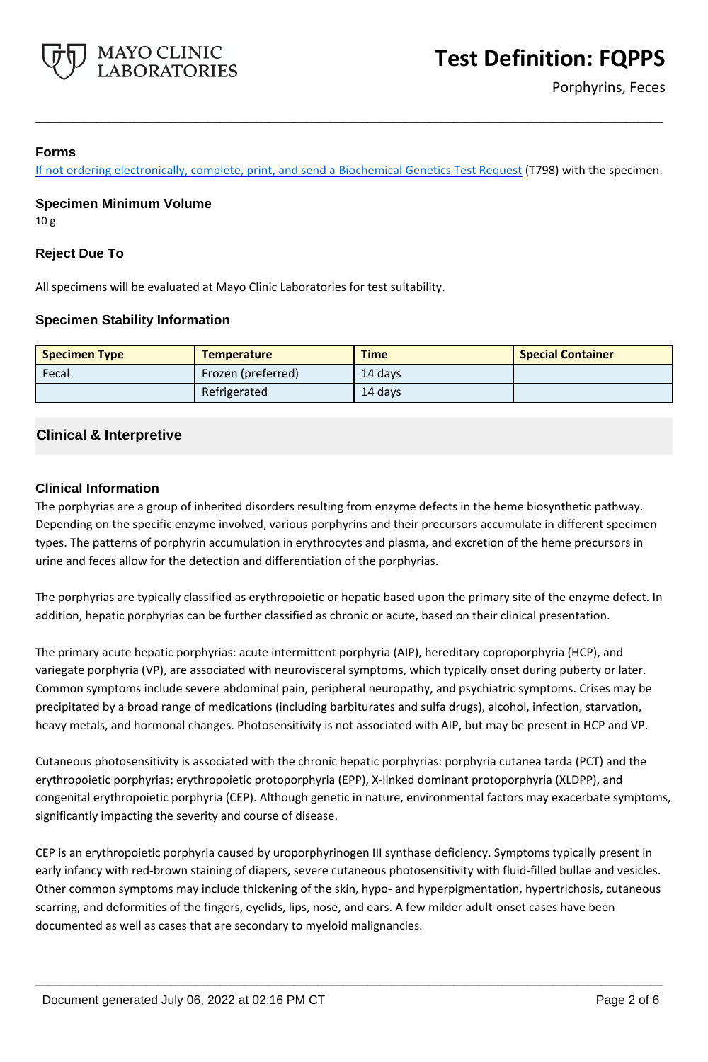## Forms

If not ordering electronically, complete, print, and send a Biochemical Genetics Test Request (T798) with the specimen.

## Specimen Minimum Volume

10 g

## Reject Due To

All specimens will be evaluated at Mayo Clinic Laboratories for test suitability.

## Specimen Stability Information

| Specimen Type | Temperature | Time | Special Container |
|---|---|---|---|
| Fecal | Frozen (preferred) | 14 days | |
| | Refrigerated | 14 days | |

# Clinical & Interpretive

## Clinical Information

The porphyrias are a group of inherited disorders resulting from enzyme defects in the heme biosynthetic pathway. Depending on the specific enzyme involved, various porphyrins and their precursors accumulate in different specimen types. The patterns of porphyrin accumulation in erythrocytes and plasma, and excretion of the heme precursors in urine and feces allow for the detection and differentiation of the porphyrias.

The porphyrias are typically classified as erythropoietic or hepatic based upon the primary site of the enzyme defect. In addition, hepatic porphyrias can be further classified as chronic or acute, based on their clinical presentation.

The primary acute hepatic porphyrias: acute intermittent porphyria (AIP), hereditary coproporphyria (HCP), and variegate porphyria (VP), are associated with neurovisceral symptoms, which typically onset during puberty or later. Common symptoms include severe abdominal pain, peripheral neuropathy, and psychiatric symptoms. Crises may be precipitated by a broad range of medications (including barbiturates and sulfa drugs), alcohol, infection, starvation, heavy metals, and hormonal changes. Photosensitivity is not associated with AIP, but may be present in HCP and VP.

Cutaneous photosensitivity is associated with the chronic hepatic porphyrias: porphyria cutanea tarda (PCT) and the erythropoietic porphyrias; erythropoietic protoporphyria (EPP), X-linked dominant protoporphyria (XLDPP), and congenital erythropoietic porphyria (CEP). Although genetic in nature, environmental factors may exacerbate symptoms, significantly impacting the severity and course of disease.

CEP is an erythropoietic porphyria caused by uroporphyrinogen III synthase deficiency. Symptoms typically present in early infancy with red-brown staining of diapers, severe cutaneous photosensitivity with fluid-filled bullae and vesicles. Other common symptoms may include thickening of the skin, hypo- and hyperpigmentation, hypertrichosis, cutaneous scarring, and deformities of the fingers, eyelids, lips, nose, and ears. A few milder adult-onset cases have been documented as well as cases that are secondary to myeloid malignancies.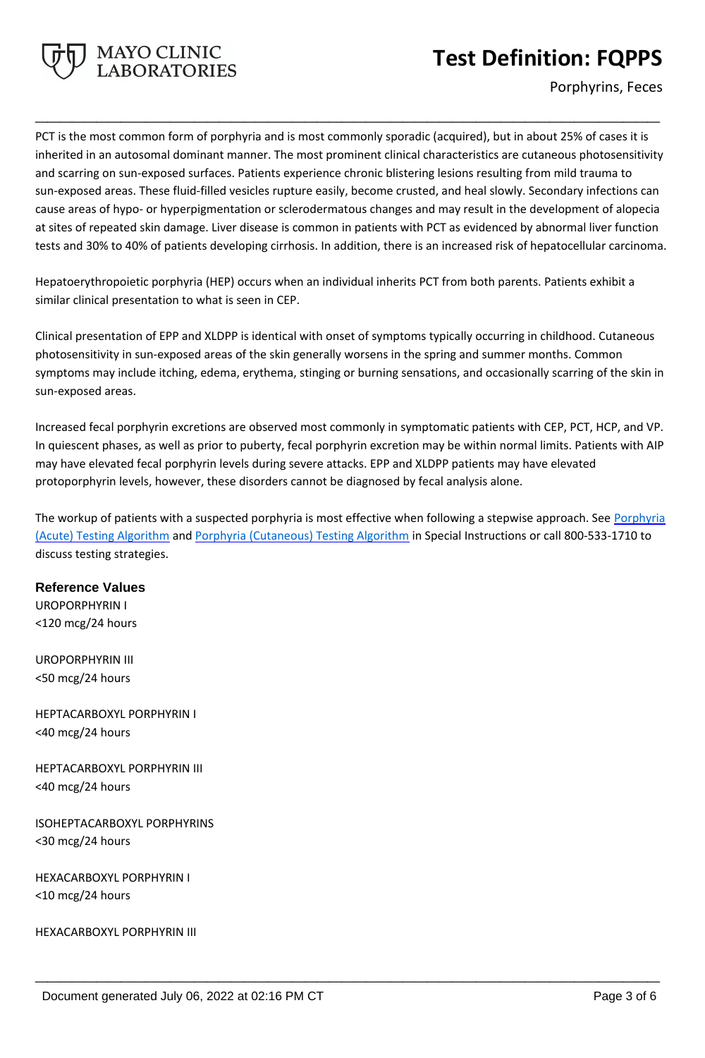PCT is the most common form of porphyria and is most commonly sporadic (acquired), but in about 25% of cases it is inherited in an autosomal dominant manner. The most prominent clinical characteristics are cutaneous photosensitivity and scarring on sun-exposed surfaces. Patients experience chronic blistering lesions resulting from mild trauma to sun-exposed areas. These fluid-filled vesicles rupture easily, become crusted, and heal slowly. Secondary infections can cause areas of hypo- or hyperpigmentation or sclerodermatous changes and may result in the development of alopecia at sites of repeated skin damage. Liver disease is common in patients with PCT as evidenced by abnormal liver function tests and 30% to 40% of patients developing cirrhosis. In addition, there is an increased risk of hepatocellular carcinoma.

Hepatoerythropoietic porphyria (HEP) occurs when an individual inherits PCT from both parents. Patients exhibit a similar clinical presentation to what is seen in CEP.

Clinical presentation of EPP and XLDPP is identical with onset of symptoms typically occurring in childhood. Cutaneous photosensitivity in sun-exposed areas of the skin generally worsens in the spring and summer months. Common symptoms may include itching, edema, erythema, stinging or burning sensations, and occasionally scarring of the skin in sun-exposed areas.

Increased fecal porphyrin excretions are observed most commonly in symptomatic patients with CEP, PCT, HCP, and VP. In quiescent phases, as well as prior to puberty, fecal porphyrin excretion may be within normal limits. Patients with AIP may have elevated fecal porphyrin levels during severe attacks. EPP and XLDPP patients may have elevated protoporphyrin levels, however, these disorders cannot be diagnosed by fecal analysis alone.

The workup of patients with a suspected porphyria is most effective when following a stepwise approach. See Porphyria (Acute) Testing Algorithm and Porphyria (Cutaneous) Testing Algorithm in Special Instructions or call 800-533-1710 to discuss testing strategies.

## Reference Values

UROPORPHYRIN I
<120 mcg/24 hours

UROPORPHYRIN III
<50 mcg/24 hours

HEPTACARBOXYL PORPHYRIN I
<40 mcg/24 hours

HEPTACARBOXYL PORPHYRIN III
<40 mcg/24 hours

ISOHEPTACARBOXYL PORPHYRINS
<30 mcg/24 hours

HEXACARBOXYL PORPHYRIN I
<10 mcg/24 hours

HEXACARBOXYL PORPHYRIN III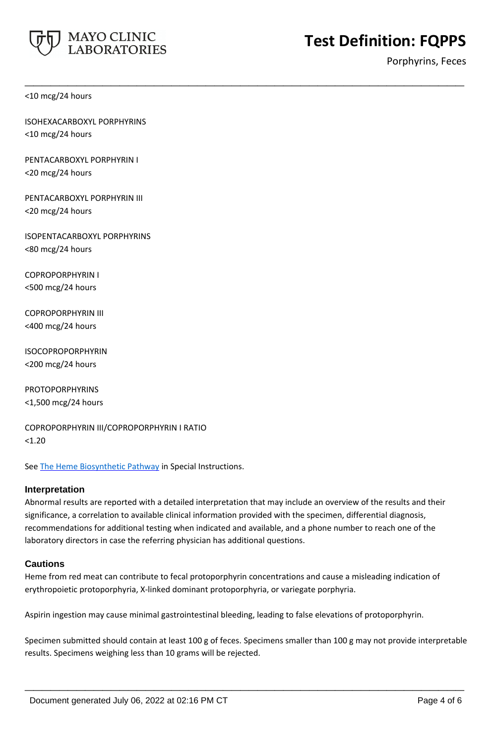<10 mcg/24 hours

ISOHEXACARBOXYL PORPHYRINS
<10 mcg/24 hours

PENTACARBOXYL PORPHYRIN I
<20 mcg/24 hours

PENTACARBOXYL PORPHYRIN III
<20 mcg/24 hours

ISOPENTACARBOXYL PORPHYRINS
<80 mcg/24 hours

COPROPORPHYRIN I
<500 mcg/24 hours

COPROPORPHYRIN III
<400 mcg/24 hours

ISOCOPROPORPHYRIN
<200 mcg/24 hours

PROTOPORPHYRINS
<1,500 mcg/24 hours

COPROPORPHYRIN III/COPROPORPHYRIN I RATIO
<1.20

See The Heme Biosynthetic Pathway in Special Instructions.

### Interpretation

Abnormal results are reported with a detailed interpretation that may include an overview of the results and their significance, a correlation to available clinical information provided with the specimen, differential diagnosis, recommendations for additional testing when indicated and available, and a phone number to reach one of the laboratory directors in case the referring physician has additional questions.

### Cautions

Heme from red meat can contribute to fecal protoporphyrin concentrations and cause a misleading indication of erythropoietic protoporphyria, X-linked dominant protoporphyria, or variegate porphyria.

Aspirin ingestion may cause minimal gastrointestinal bleeding, leading to false elevations of protoporphyrin.

Specimen submitted should contain at least 100 g of feces. Specimens smaller than 100 g may not provide interpretable results. Specimens weighing less than 10 grams will be rejected.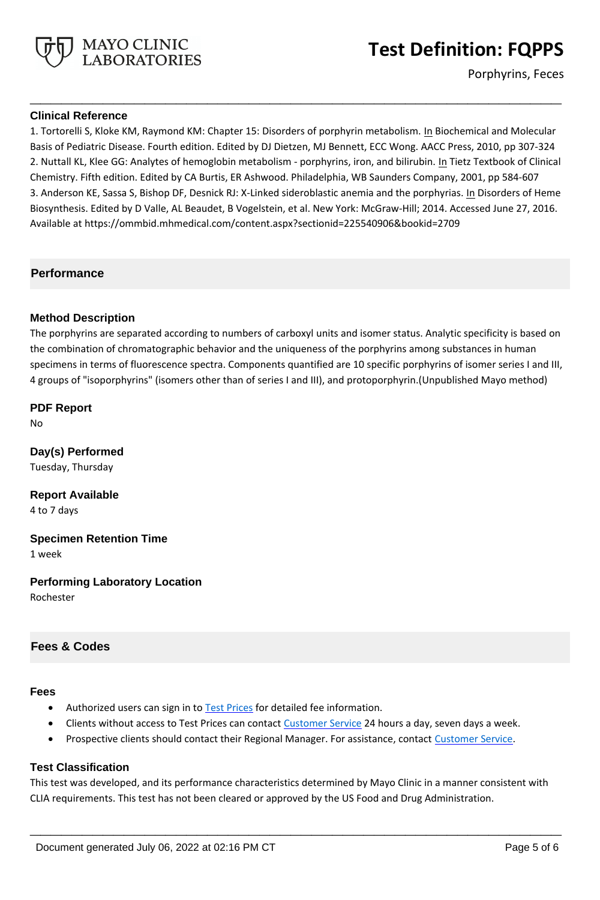### Clinical Reference

1. Tortorelli S, Kloke KM, Raymond KM: Chapter 15: Disorders of porphyrin metabolism. In Biochemical and Molecular Basis of Pediatric Disease. Fourth edition. Edited by DJ Dietzen, MJ Bennett, ECC Wong. AACC Press, 2010, pp 307-324
2. Nuttall KL, Klee GG: Analytes of hemoglobin metabolism - porphyrins, iron, and bilirubin. In Tietz Textbook of Clinical Chemistry. Fifth edition. Edited by CA Burtis, ER Ashwood. Philadelphia, WB Saunders Company, 2001, pp 584-607
3. Anderson KE, Sassa S, Bishop DF, Desnick RJ: X-Linked sideroblastic anemia and the porphyrias. In Disorders of Heme Biosynthesis. Edited by D Valle, AL Beaudet, B Vogelstein, et al. New York: McGraw-Hill; 2014. Accessed June 27, 2016. Available at https://ommbid.mhmedical.com/content.aspx?sectionid=225540906&bookid=2709

## Performance

### Method Description

The porphyrins are separated according to numbers of carboxyl units and isomer status. Analytic specificity is based on the combination of chromatographic behavior and the uniqueness of the porphyrins among substances in human specimens in terms of fluorescence spectra. Components quantified are 10 specific porphyrins of isomer series I and III, 4 groups of "isoporphyrins" (isomers other than of series I and III), and protoporphyrin.(Unpublished Mayo method)

### PDF Report

No

### Day(s) Performed

Tuesday, Thursday

### Report Available

4 to 7 days

### Specimen Retention Time

1 week

### Performing Laboratory Location

Rochester

## Fees & Codes

### Fees

- Authorized users can sign in to Test Prices for detailed fee information.
- Clients without access to Test Prices can contact Customer Service 24 hours a day, seven days a week.
- Prospective clients should contact their Regional Manager. For assistance, contact Customer Service.

### Test Classification

This test was developed, and its performance characteristics determined by Mayo Clinic in a manner consistent with CLIA requirements. This test has not been cleared or approved by the US Food and Drug Administration.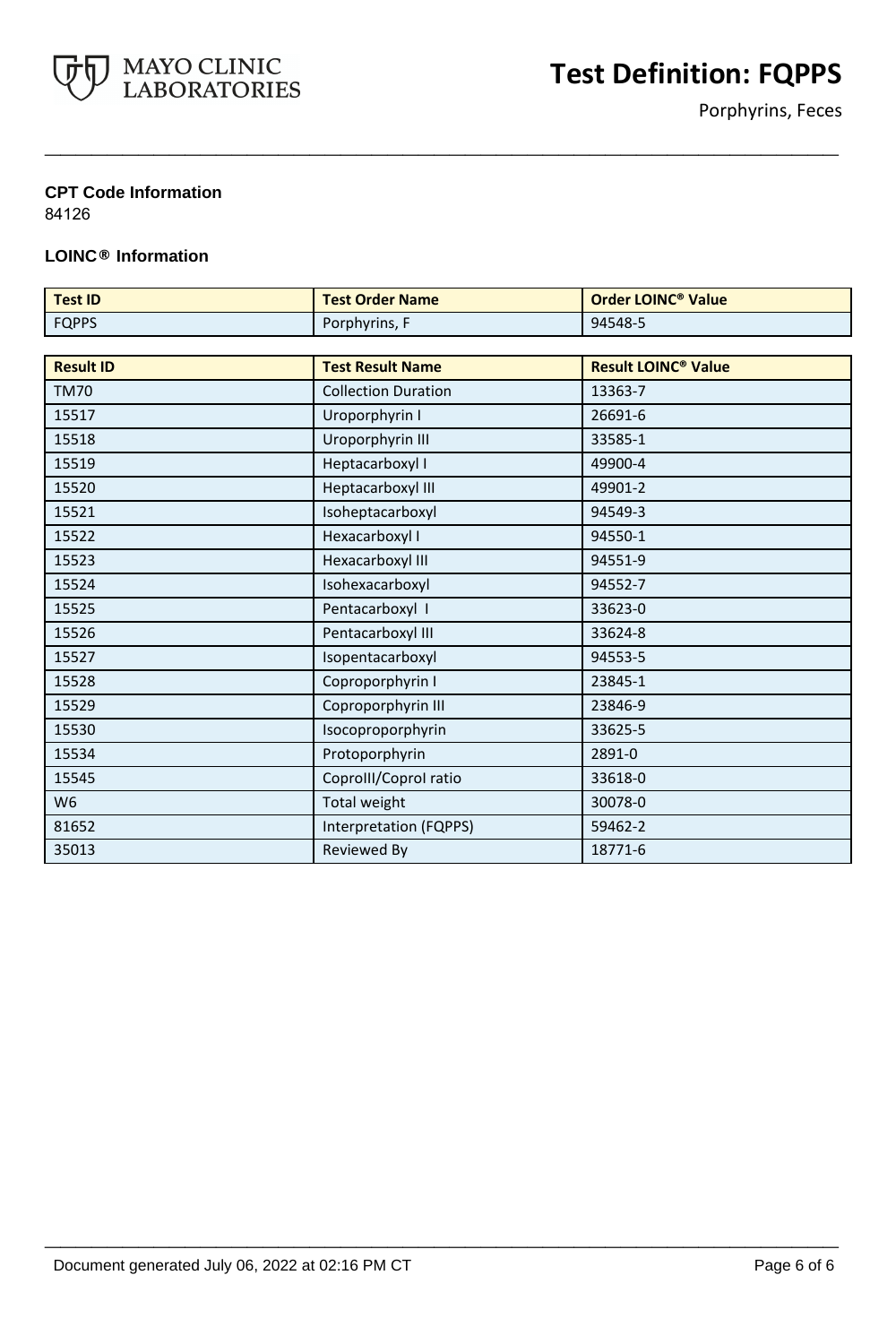**CPT Code Information**

84126

**LOINC® Information**

| Test ID | Test Order Name | Order LOINC® Value |
| --- | --- | --- |
| FQPPS | Porphyrins, F | 94548-5 |

| Result ID | Test Result Name | Result LOINC® Value |
| --- | --- | --- |
| TM70 | Collection Duration | 13363-7 |
| 15517 | Uroporphyrin I | 26691-6 |
| 15518 | Uroporphyrin III | 33585-1 |
| 15519 | Heptacarboxyl I | 49900-4 |
| 15520 | Heptacarboxyl III | 49901-2 |
| 15521 | Isoheptacarboxyl | 94549-3 |
| 15522 | Hexacarboxyl I | 94550-1 |
| 15523 | Hexacarboxyl III | 94551-9 |
| 15524 | Isohexacarboxyl | 94552-7 |
| 15525 | Pentacarboxyl I | 33623-0 |
| 15526 | Pentacarboxyl III | 33624-8 |
| 15527 | Isopentacarboxyl | 94553-5 |
| 15528 | Coproporphyrin I | 23845-1 |
| 15529 | Coproporphyrin III | 23846-9 |
| 15530 | Isocoproporphyrin | 33625-5 |
| 15534 | Protoporphyrin | 2891-0 |
| 15545 | CoproIII/CoproI ratio | 33618-0 |
| W6 | Total weight | 30078-0 |
| 81652 | Interpretation (FQPPS) | 59462-2 |
| 35013 | Reviewed By | 18771-6 |